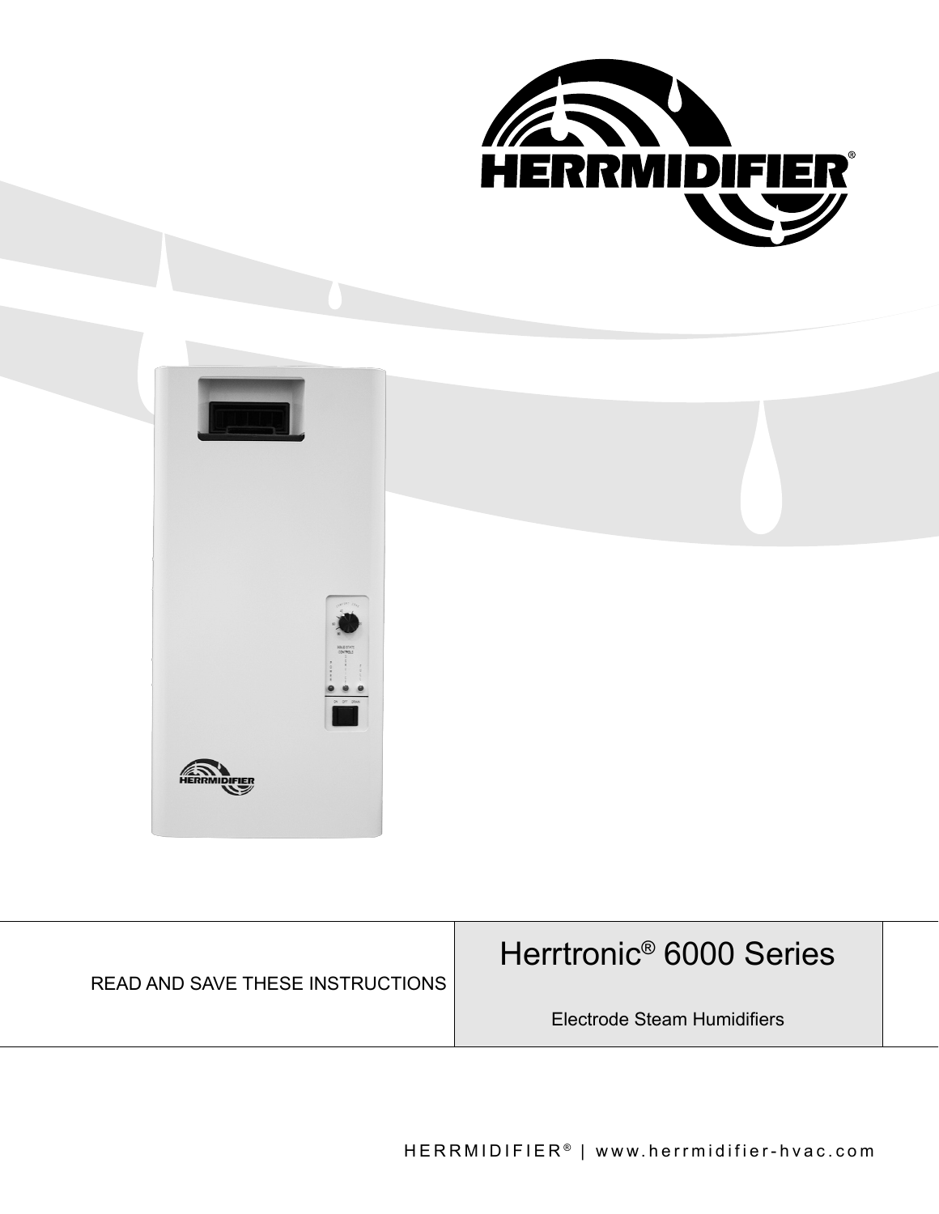# Herrtronic® 6000 Series

Electrode Steam Humidifiers

READ AND SAVE THESE INSTRUCTIONS

HERRMIDIFIER® | www.herrmidifier-hvac.com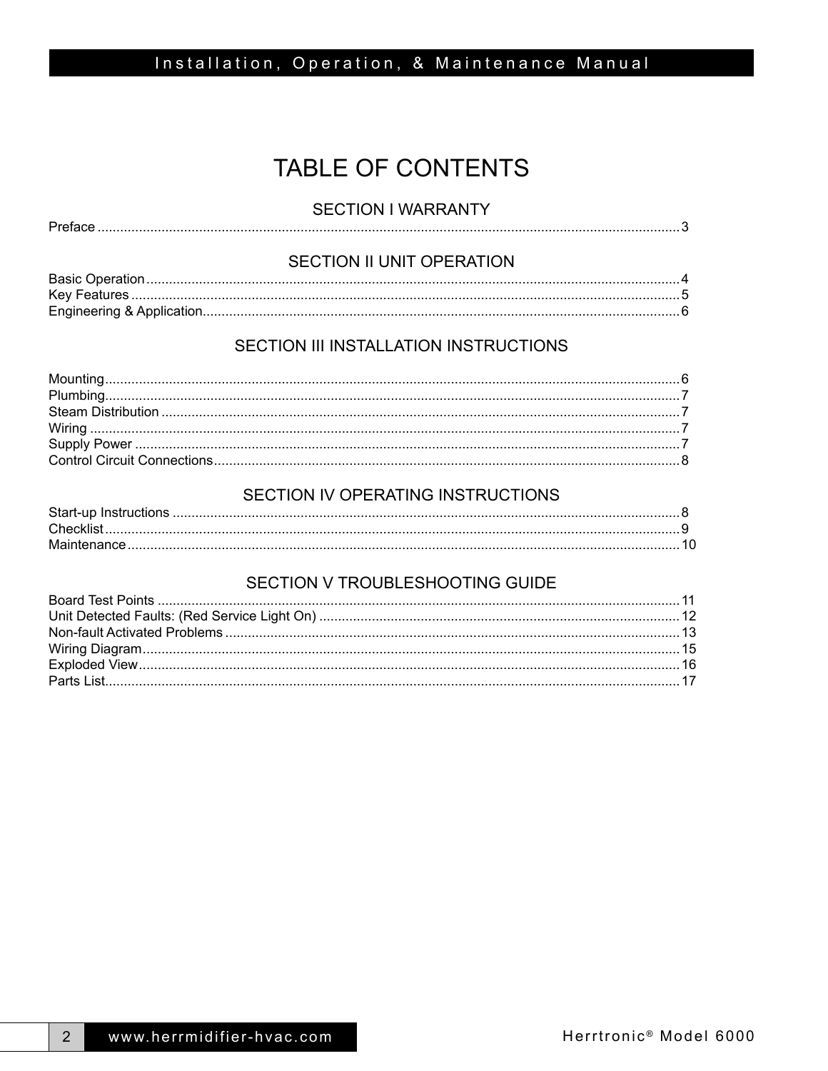# TABLE OF CONTENTS

## SECTION I WARRANTY

Preface ........................................................................ 3

## SECTION II UNIT OPERATION

Basic Operation ........................................................................ 4
Key Features ........................................................................ 5
Engineering & Application........................................................................ 6

## SECTION III INSTALLATION INSTRUCTIONS

Mounting........................................................................ 6
Plumbing........................................................................ 7
Steam Distribution ........................................................................ 7
Wiring ........................................................................ 7
Supply Power ........................................................................ 7
Control Circuit Connections........................................................................ 8

## SECTION IV OPERATING INSTRUCTIONS

Start-up Instructions ........................................................................ 8
Checklist ........................................................................ 9
Maintenance ........................................................................ 10

## SECTION V TROUBLESHOOTING GUIDE

Board Test Points ........................................................................ 11
Unit Detected Faults: (Red Service Light On) ........................................................................ 12
Non-fault Activated Problems ........................................................................ 13
Wiring Diagram........................................................................ 15
Exploded View........................................................................ 16
Parts List........................................................................ 17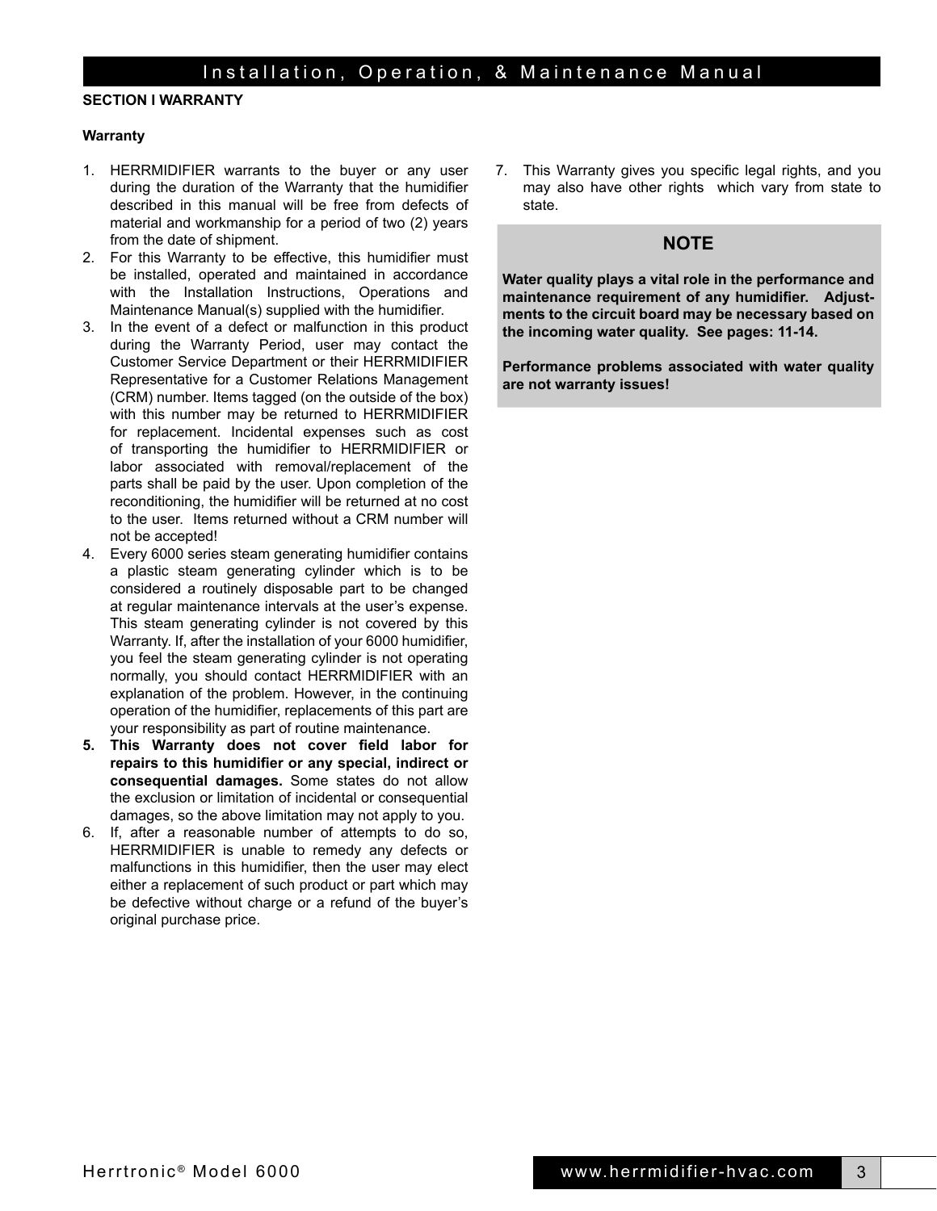## SECTION I WARRANTY

### Warranty

1. HERRMIDIFIER warrants to the buyer or any user during the duration of the Warranty that the humidifier described in this manual will be free from defects of material and workmanship for a period of two (2) years from the date of shipment.
2. For this Warranty to be effective, this humidifier must be installed, operated and maintained in accordance with the Installation Instructions, Operations and Maintenance Manual(s) supplied with the humidifier.
3. In the event of a defect or malfunction in this product during the Warranty Period, user may contact the Customer Service Department or their HERRMIDIFIER Representative for a Customer Relations Management (CRM) number. Items tagged (on the outside of the box) with this number may be returned to HERRMIDIFIER for replacement. Incidental expenses such as cost of transporting the humidifier to HERRMIDIFIER or labor associated with removal/replacement of the parts shall be paid by the user. Upon completion of the reconditioning, the humidifier will be returned at no cost to the user. Items returned without a CRM number will not be accepted!
4. Every 6000 series steam generating humidifier contains a plastic steam generating cylinder which is to be considered a routinely disposable part to be changed at regular maintenance intervals at the user's expense. This steam generating cylinder is not covered by this Warranty. If, after the installation of your 6000 humidifier, you feel the steam generating cylinder is not operating normally, you should contact HERRMIDIFIER with an explanation of the problem. However, in the continuing operation of the humidifier, replacements of this part are your responsibility as part of routine maintenance.
5. **This Warranty does not cover field labor for repairs to this humidifier or any special, indirect or consequential damages.** Some states do not allow the exclusion or limitation of incidental or consequential damages, so the above limitation may not apply to you.
6. If, after a reasonable number of attempts to do so, HERRMIDIFIER is unable to remedy any defects or malfunctions in this humidifier, then the user may elect either a replacement of such product or part which may be defective without charge or a refund of the buyer's original purchase price.
7. This Warranty gives you specific legal rights, and you may also have other rights which vary from state to state.

**NOTE**

**Water quality plays a vital role in the performance and maintenance requirement of any humidifier. Adjustments to the circuit board may be necessary based on the incoming water quality. See pages: 11-14.**

**Performance problems associated with water quality are not warranty issues!**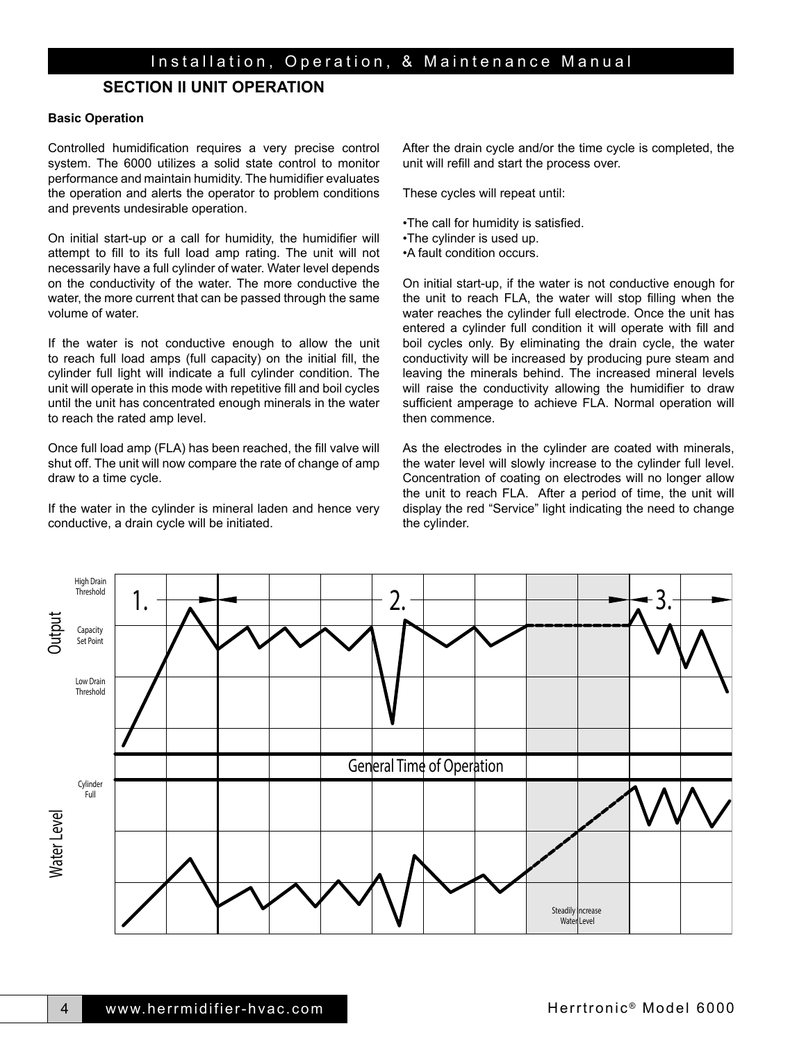## SECTION II UNIT OPERATION

### Basic Operation

Controlled humidification requires a very precise control system. The 6000 utilizes a solid state control to monitor performance and maintain humidity. The humidifier evaluates the operation and alerts the operator to problem conditions and prevents undesirable operation.

On initial start-up or a call for humidity, the humidifier will attempt to fill to its full load amp rating. The unit will not necessarily have a full cylinder of water. Water level depends on the conductivity of the water. The more conductive the water, the more current that can be passed through the same volume of water.

If the water is not conductive enough to allow the unit to reach full load amps (full capacity) on the initial fill, the cylinder full light will indicate a full cylinder condition. The unit will operate in this mode with repetitive fill and boil cycles until the unit has concentrated enough minerals in the water to reach the rated amp level.

Once full load amp (FLA) has been reached, the fill valve will shut off. The unit will now compare the rate of change of amp draw to a time cycle.

If the water in the cylinder is mineral laden and hence very conductive, a drain cycle will be initiated.

After the drain cycle and/or the time cycle is completed, the unit will refill and start the process over.

These cycles will repeat until:

- The call for humidity is satisfied.
- The cylinder is used up.
- A fault condition occurs.

On initial start-up, if the water is not conductive enough for the unit to reach FLA, the water will stop filling when the water reaches the cylinder full electrode. Once the unit has entered a cylinder full condition it will operate with fill and boil cycles only. By eliminating the drain cycle, the water conductivity will be increased by producing pure steam and leaving the minerals behind. The increased mineral levels will raise the conductivity allowing the humidifier to draw sufficient amperage to achieve FLA. Normal operation will then commence.

As the electrodes in the cylinder are coated with minerals, the water level will slowly increase to the cylinder full level. Concentration of coating on electrodes will no longer allow the unit to reach FLA. After a period of time, the unit will display the red "Service" light indicating the need to change the cylinder.

Output: High Drain Threshold, Capacity Set Point, Low Drain Threshold — 1. 2. 3.

General Time of Operation

Water Level: Cylinder Full — Steadily Increase Water Level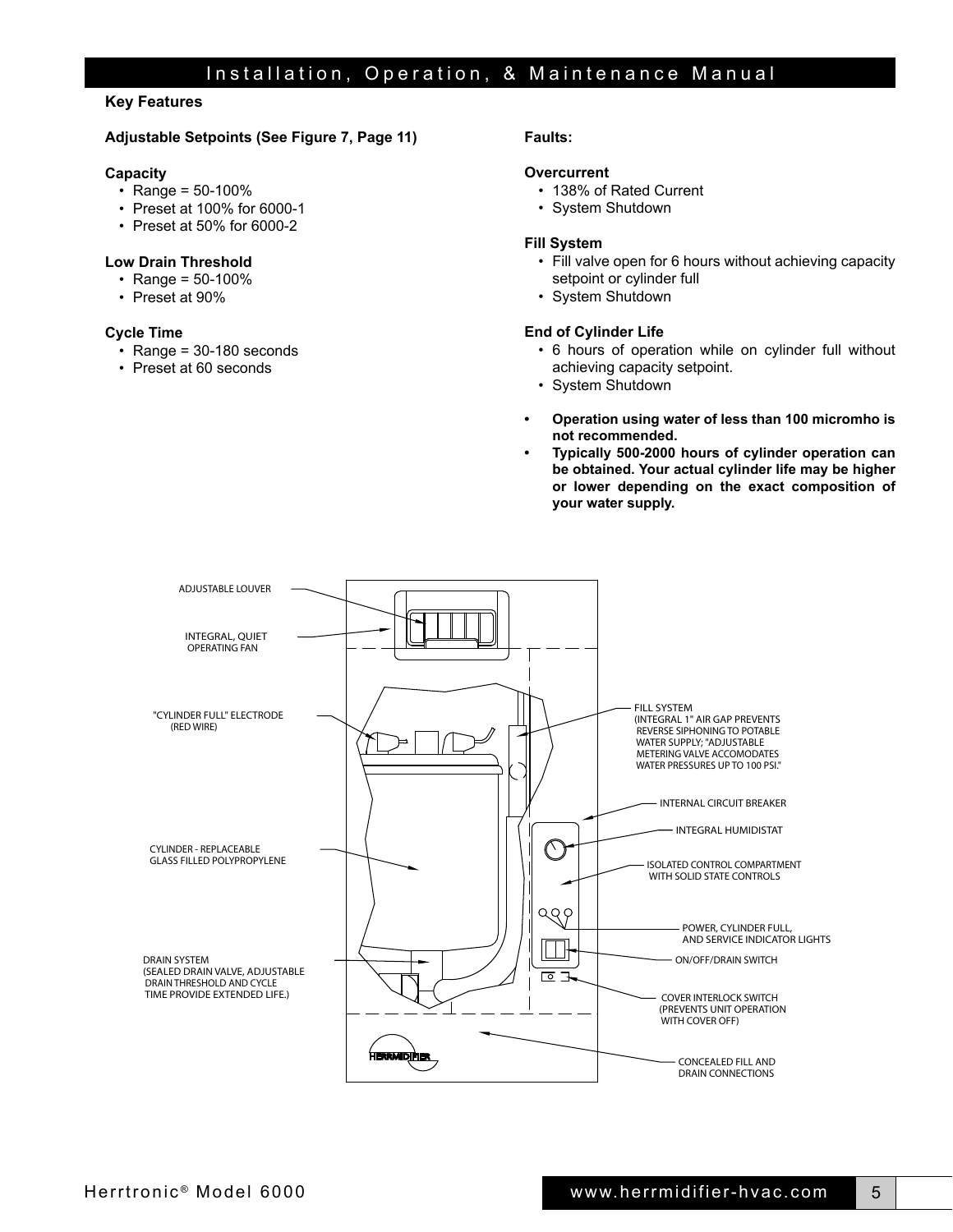## Key Features

**Adjustable Setpoints (See Figure 7, Page 11)**

**Capacity**

- Range = 50-100%
- Preset at 100% for 6000-1
- Preset at 50% for 6000-2

**Low Drain Threshold**

- Range = 50-100%
- Preset at 90%

**Cycle Time**

- Range = 30-180 seconds
- Preset at 60 seconds

**Faults:**

**Overcurrent**

- 138% of Rated Current
- System Shutdown

**Fill System**

- Fill valve open for 6 hours without achieving capacity setpoint or cylinder full
- System Shutdown

**End of Cylinder Life**

- 6 hours of operation while on cylinder full without achieving capacity setpoint.
- System Shutdown

- **Operation using water of less than 100 micromho is not recommended.**
- **Typically 500-2000 hours of cylinder operation can be obtained. Your actual cylinder life may be higher or lower depending on the exact composition of your water supply.**

ADJUSTABLE LOUVER

INTEGRAL, QUIET OPERATING FAN

"CYLINDER FULL" ELECTRODE (RED WIRE)

CYLINDER - REPLACEABLE GLASS FILLED POLYPROPYLENE

DRAIN SYSTEM (SEALED DRAIN VALVE, ADJUSTABLE DRAIN THRESHOLD AND CYCLE TIME PROVIDE EXTENDED LIFE.)

FILL SYSTEM (INTEGRAL 1" AIR GAP PREVENTS REVERSE SIPHONING TO POTABLE WATER SUPPLY; "ADJUSTABLE METERING VALVE ACCOMODATES WATER PRESSURES UP TO 100 PSI.")

INTERNAL CIRCUIT BREAKER

INTEGRAL HUMIDISTAT

ISOLATED CONTROL COMPARTMENT WITH SOLID STATE CONTROLS

POWER, CYLINDER FULL, AND SERVICE INDICATOR LIGHTS

ON/OFF/DRAIN SWITCH

COVER INTERLOCK SWITCH (PREVENTS UNIT OPERATION WITH COVER OFF)

CONCEALED FILL AND DRAIN CONNECTIONS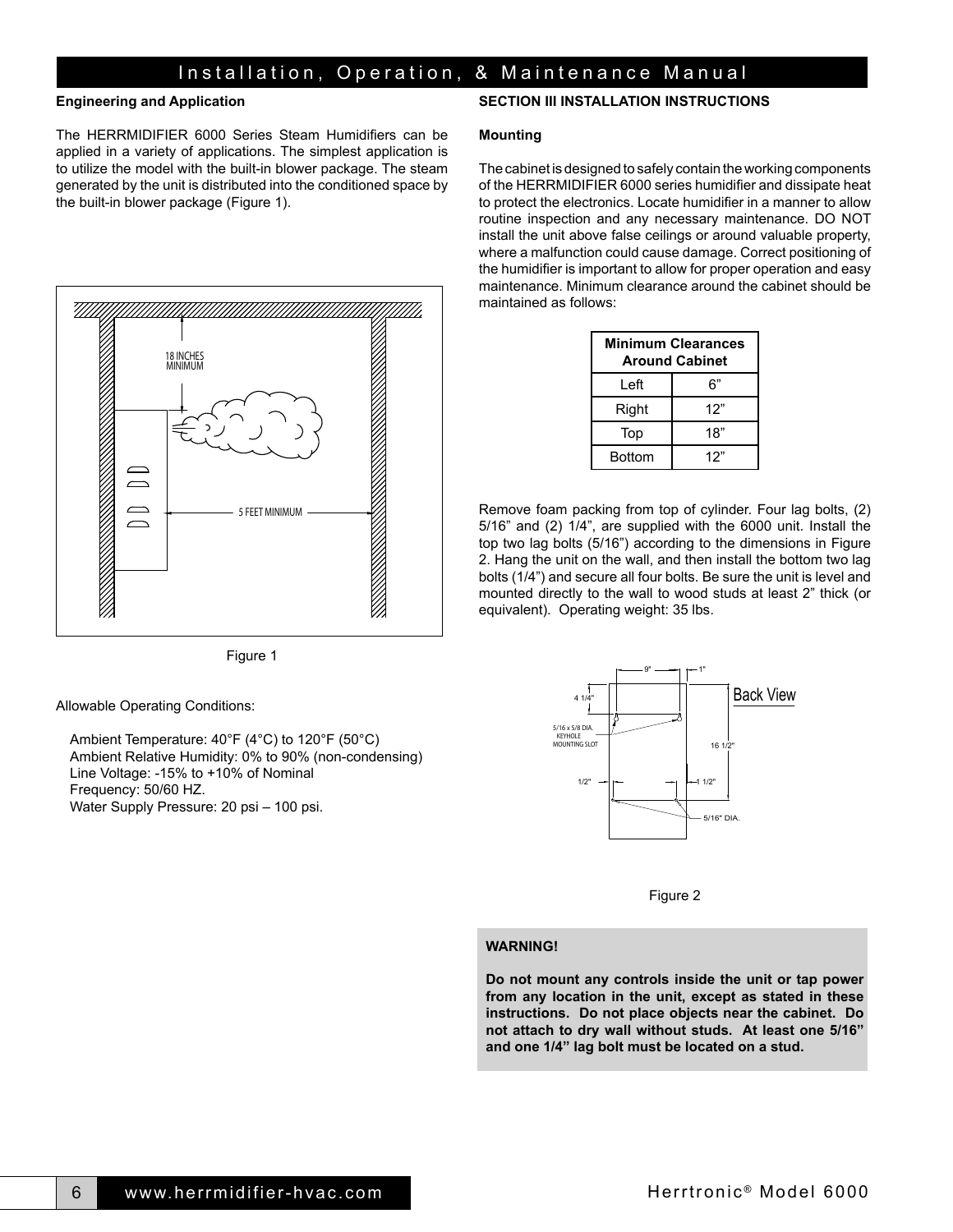### Engineering and Application

The HERRMIDIFIER 6000 Series Steam Humidifiers can be applied in a variety of applications. The simplest application is to utilize the model with the built-in blower package. The steam generated by the unit is distributed into the conditioned space by the built-in blower package (Figure 1).

Figure 1

Allowable Operating Conditions:

Ambient Temperature: 40°F (4°C) to 120°F (50°C)
Ambient Relative Humidity: 0% to 90% (non-condensing)
Line Voltage: -15% to +10% of Nominal
Frequency: 50/60 HZ.
Water Supply Pressure: 20 psi – 100 psi.

## SECTION III INSTALLATION INSTRUCTIONS

### Mounting

The cabinet is designed to safely contain the working components of the HERRMIDIFIER 6000 series humidifier and dissipate heat to protect the electronics. Locate humidifier in a manner to allow routine inspection and any necessary maintenance. DO NOT install the unit above false ceilings or around valuable property, where a malfunction could cause damage. Correct positioning of the humidifier is important to allow for proper operation and easy maintenance. Minimum clearance around the cabinet should be maintained as follows:

| Minimum Clearances Around Cabinet | |
|---|---|
| Left | 6" |
| Right | 12" |
| Top | 18" |
| Bottom | 12" |

Remove foam packing from top of cylinder. Four lag bolts, (2) 5/16" and (2) 1/4", are supplied with the 6000 unit. Install the top two lag bolts (5/16") according to the dimensions in Figure 2. Hang the unit on the wall, and then install the bottom two lag bolts (1/4") and secure all four bolts. Be sure the unit is level and mounted directly to the wall to wood studs at least 2" thick (or equivalent). Operating weight: 35 lbs.

Figure 2

**WARNING!**

**Do not mount any controls inside the unit or tap power from any location in the unit, except as stated in these instructions. Do not place objects near the cabinet. Do not attach to dry wall without studs. At least one 5/16" and one 1/4" lag bolt must be located on a stud.**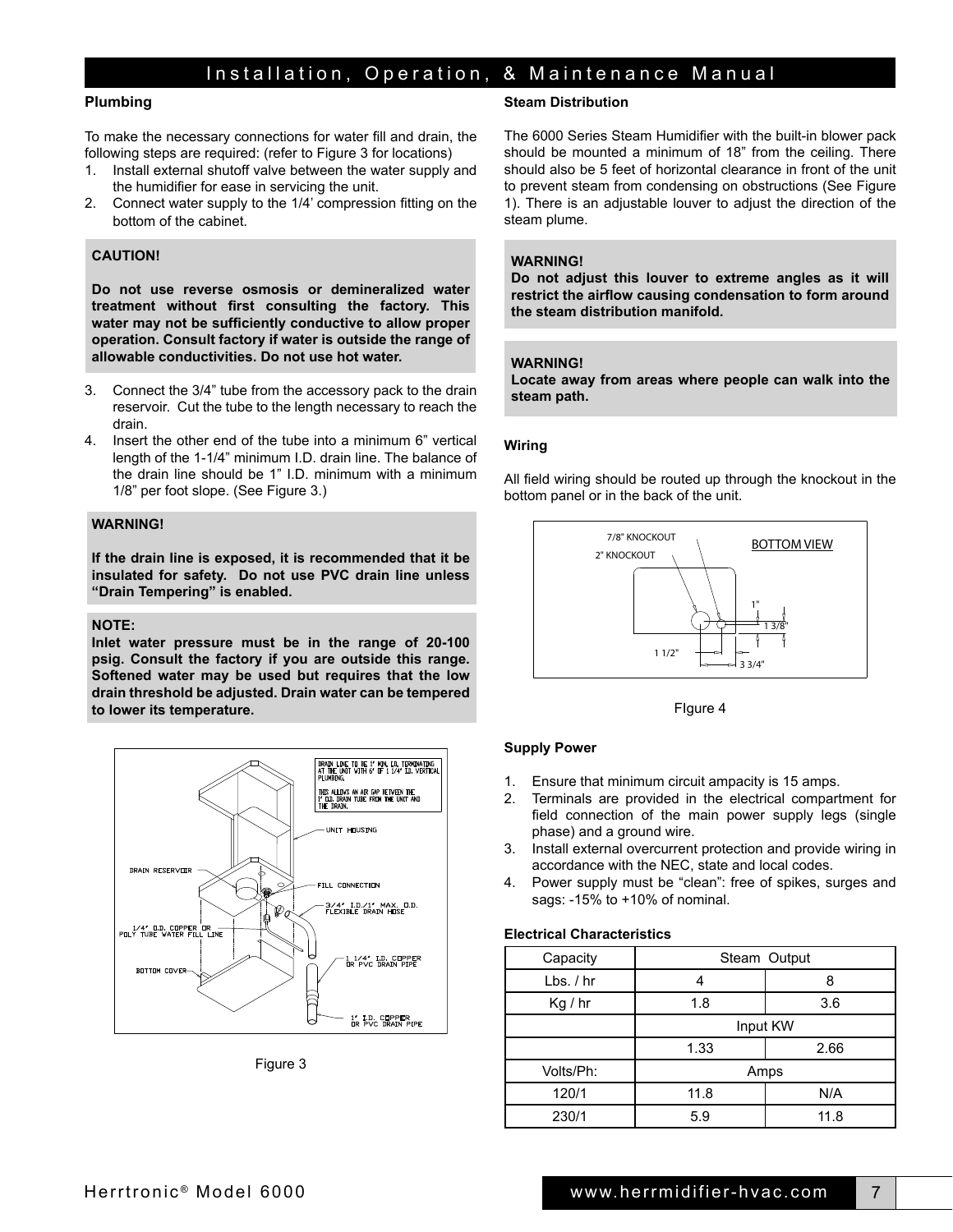## Plumbing

To make the necessary connections for water fill and drain, the following steps are required: (refer to Figure 3 for locations)

1. Install external shutoff valve between the water supply and the humidifier for ease in servicing the unit.
2. Connect water supply to the 1/4' compression fitting on the bottom of the cabinet.

> **CAUTION!**
>
> **Do not use reverse osmosis or demineralized water treatment without first consulting the factory. This water may not be sufficiently conductive to allow proper operation. Consult factory if water is outside the range of allowable conductivities. Do not use hot water.**

3. Connect the 3/4" tube from the accessory pack to the drain reservoir. Cut the tube to the length necessary to reach the drain.
4. Insert the other end of the tube into a minimum 6" vertical length of the 1-1/4" minimum I.D. drain line. The balance of the drain line should be 1" I.D. minimum with a minimum 1/8" per foot slope. (See Figure 3.)

> **WARNING!**
>
> **If the drain line is exposed, it is recommended that it be insulated for safety. Do not use PVC drain line unless "Drain Tempering" is enabled.**

> **NOTE:**
> **Inlet water pressure must be in the range of 20-100 psig. Consult the factory if you are outside this range. Softened water may be used but requires that the low drain threshold be adjusted. Drain water can be tempered to lower its temperature.**

Figure 3

## Steam Distribution

The 6000 Series Steam Humidifier with the built-in blower pack should be mounted a minimum of 18" from the ceiling. There should also be 5 feet of horizontal clearance in front of the unit to prevent steam from condensing on obstructions (See Figure 1). There is an adjustable louver to adjust the direction of the steam plume.

> **WARNING!**
> **Do not adjust this louver to extreme angles as it will restrict the airflow causing condensation to form around the steam distribution manifold.**

> **WARNING!**
> **Locate away from areas where people can walk into the steam path.**

## Wiring

All field wiring should be routed up through the knockout in the bottom panel or in the back of the unit.

FIgure 4

## Supply Power

1. Ensure that minimum circuit ampacity is 15 amps.
2. Terminals are provided in the electrical compartment for field connection of the main power supply legs (single phase) and a ground wire.
3. Install external overcurrent protection and provide wiring in accordance with the NEC, state and local codes.
4. Power supply must be "clean": free of spikes, surges and sags: -15% to +10% of nominal.

### Electrical Characteristics

| Capacity | Steam Output | |
|---|---|---|
| Lbs. / hr | 4 | 8 |
| Kg / hr | 1.8 | 3.6 |
| | Input KW | |
| | 1.33 | 2.66 |
| Volts/Ph: | Amps | |
| 120/1 | 11.8 | N/A |
| 230/1 | 5.9 | 11.8 |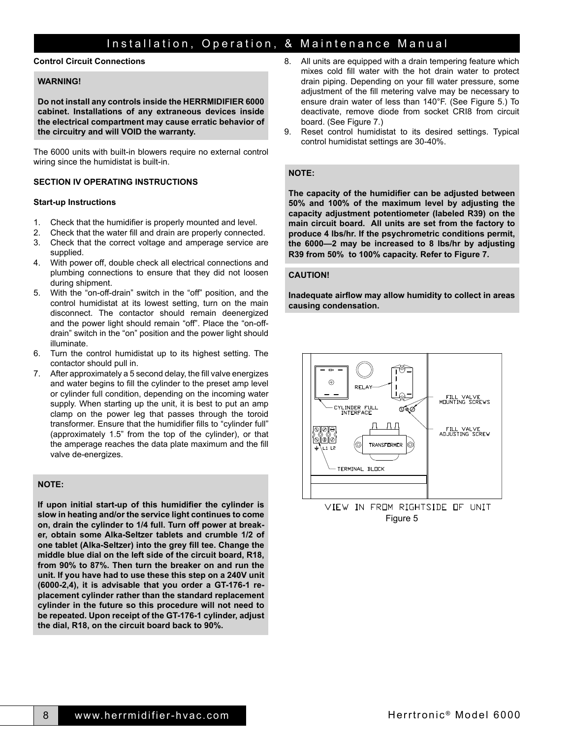**Control Circuit Connections**

> **WARNING!**
>
> **Do not install any controls inside the HERRMIDIFIER 6000 cabinet. Installations of any extraneous devices inside the electrical compartment may cause erratic behavior of the circuitry and will VOID the warranty.**

The 6000 units with built-in blowers require no external control wiring since the humidistat is built-in.

## SECTION IV OPERATING INSTRUCTIONS

### Start-up Instructions

1. Check that the humidifier is properly mounted and level.
2. Check that the water fill and drain are properly connected.
3. Check that the correct voltage and amperage service are supplied.
4. With power off, double check all electrical connections and plumbing connections to ensure that they did not loosen during shipment.
5. With the "on-off-drain" switch in the "off" position, and the control humidistat at its lowest setting, turn on the main disconnect. The contactor should remain deenergized and the power light should remain "off". Place the "on-off-drain" switch in the "on" position and the power light should illuminate.
6. Turn the control humidistat up to its highest setting. The contactor should pull in.
7. After approximately a 5 second delay, the fill valve energizes and water begins to fill the cylinder to the preset amp level or cylinder full condition, depending on the incoming water supply. When starting up the unit, it is best to put an amp clamp on the power leg that passes through the toroid transformer. Ensure that the humidifier fills to "cylinder full" (approximately 1.5" from the top of the cylinder), or that the amperage reaches the data plate maximum and the fill valve de-energizes.

> **NOTE:**
>
> **If upon initial start-up of this humidifier the cylinder is slow in heating and/or the service light continues to come on, drain the cylinder to 1/4 full. Turn off power at breaker, obtain some Alka-Seltzer tablets and crumble 1/2 of one tablet (Alka-Seltzer) into the grey fill tee. Change the middle blue dial on the left side of the circuit board, R18, from 90% to 87%. Then turn the breaker on and run the unit. If you have had to use these this step on a 240V unit (6000-2,4), it is advisable that you order a GT-176-1 replacement cylinder rather than the standard replacement cylinder in the future so this procedure will not need to be repeated. Upon receipt of the GT-176-1 cylinder, adjust the dial, R18, on the circuit board back to 90%.**

8. All units are equipped with a drain tempering feature which mixes cold fill water with the hot drain water to protect drain piping. Depending on your fill water pressure, some adjustment of the fill metering valve may be necessary to ensure drain water of less than 140°F. (See Figure 5.) To deactivate, remove diode from socket CRI8 from circuit board. (See Figure 7.)
9. Reset control humidistat to its desired settings. Typical control humidistat settings are 30-40%.

> **NOTE:**
>
> **The capacity of the humidifier can be adjusted between 50% and 100% of the maximum level by adjusting the capacity adjustment potentiometer (labeled R39) on the main circuit board. All units are set from the factory to produce 4 lbs/hr. If the psychrometric conditions permit, the 6000—2 may be increased to 8 lbs/hr by adjusting R39 from 50% to 100% capacity. Refer to Figure 7.**

> **CAUTION!**
>
> **Inadequate airflow may allow humidity to collect in areas causing condensation.**

RELAY
CYLINDER FULL INTERFACE
FILL VALVE MOUNTING SCREWS
FILL VALVE ADJUSTING SCREW
TRANSFORMER
L1 L2
TERMINAL BLOCK

VIEW IN FROM RIGHTSIDE OF UNIT

Figure 5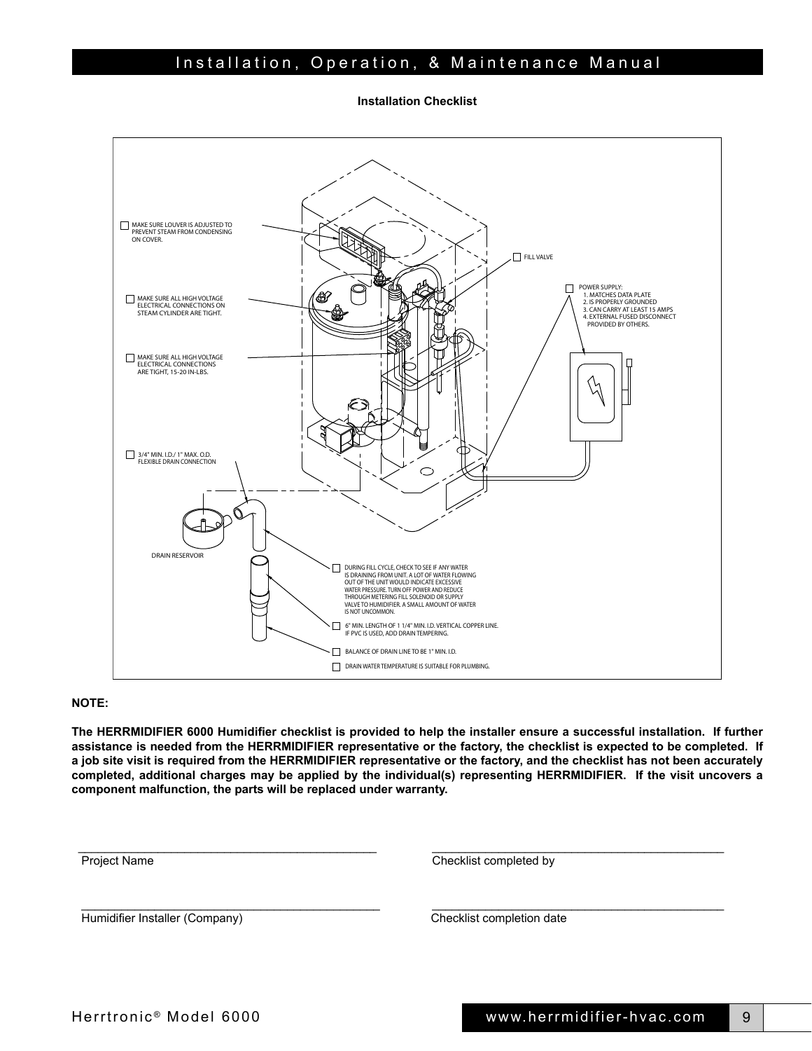### Installation Checklist

- ☐ MAKE SURE LOUVER IS ADJUSTED TO PREVENT STEAM FROM CONDENSING ON COVER.
- ☐ MAKE SURE ALL HIGH VOLTAGE ELECTRICAL CONNECTIONS ON STEAM CYLINDER ARE TIGHT.
- ☐ MAKE SURE ALL HIGH VOLTAGE ELECTRICAL CONNECTIONS ARE TIGHT, 15-20 IN-LBS.
- ☐ 3/4" MIN. I.D./ 1" MAX. O.D. FLEXIBLE DRAIN CONNECTION
- ☐ FILL VALVE
- ☐ POWER SUPPLY:
  1. MATCHES DATA PLATE
  2. IS PROPERLY GROUNDED
  3. CAN CARRY AT LEAST 15 AMPS
  4. EXTERNAL FUSED DISCONNECT PROVIDED BY OTHERS.

DRAIN RESERVOIR

- ☐ DURING FILL CYCLE, CHECK TO SEE IF ANY WATER IS DRAINING FROM UNIT. A LOT OF WATER FLOWING OUT OF THE UNIT WOULD INDICATE EXCESSIVE WATER PRESSURE. TURN OFF POWER AND REDUCE THROUGH METERING FILL SOLENOID OR SUPPLY VALVE TO HUMIDIFIER. A SMALL AMOUNT OF WATER IS NOT UNCOMMON.
- ☐ 6" MIN. LENGTH OF 1 1/4" MIN. I.D. VERTICAL COPPER LINE. IF PVC IS USED, ADD DRAIN TEMPERING.
- ☐ BALANCE OF DRAIN LINE TO BE 1" MIN. I.D.
- ☐ DRAIN WATER TEMPERATURE IS SUITABLE FOR PLUMBING.

**NOTE:**

**The HERRMIDIFIER 6000 Humidifier checklist is provided to help the installer ensure a successful installation. If further assistance is needed from the HERRMIDIFIER representative or the factory, the checklist is expected to be completed. If a job site visit is required from the HERRMIDIFIER representative or the factory, and the checklist has not been accurately completed, additional charges may be applied by the individual(s) representing HERRMIDIFIER. If the visit uncovers a component malfunction, the parts will be replaced under warranty.**

\_\_\_\_\_\_\_\_\_\_\_\_\_\_\_\_\_\_\_\_\_\_\_\_\_\_\_\_\_\_\_\_\_\_\_\_\_\_\_\_\_\_\_\_
Project Name

\_\_\_\_\_\_\_\_\_\_\_\_\_\_\_\_\_\_\_\_\_\_\_\_\_\_\_\_\_\_\_\_\_\_\_\_\_\_\_\_\_\_\_\_
Checklist completed by

\_\_\_\_\_\_\_\_\_\_\_\_\_\_\_\_\_\_\_\_\_\_\_\_\_\_\_\_\_\_\_\_\_\_\_\_\_\_\_\_\_\_\_\_
Humidifier Installer (Company)

\_\_\_\_\_\_\_\_\_\_\_\_\_\_\_\_\_\_\_\_\_\_\_\_\_\_\_\_\_\_\_\_\_\_\_\_\_\_\_\_\_\_\_\_
Checklist completion date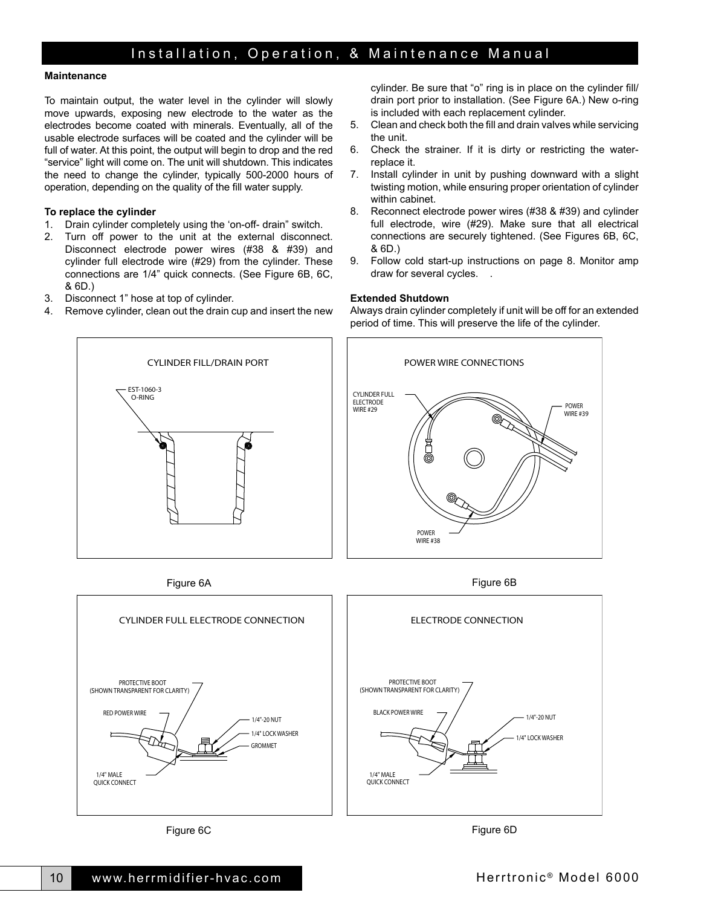## Maintenance

To maintain output, the water level in the cylinder will slowly move upwards, exposing new electrode to the water as the electrodes become coated with minerals. Eventually, all of the usable electrode surfaces will be coated and the cylinder will be full of water. At this point, the output will begin to drop and the red "service" light will come on. The unit will shutdown. This indicates the need to change the cylinder, typically 500-2000 hours of operation, depending on the quality of the fill water supply.

### To replace the cylinder

1. Drain cylinder completely using the 'on-off- drain" switch.
2. Turn off power to the unit at the external disconnect. Disconnect electrode power wires (#38 & #39) and cylinder full electrode wire (#29) from the cylinder. These connections are 1/4" quick connects. (See Figure 6B, 6C, & 6D.)
3. Disconnect 1" hose at top of cylinder.
4. Remove cylinder, clean out the drain cup and insert the new cylinder. Be sure that "o" ring is in place on the cylinder fill/drain port prior to installation. (See Figure 6A.) New o-ring is included with each replacement cylinder.
5. Clean and check both the fill and drain valves while servicing the unit.
6. Check the strainer. If it is dirty or restricting the water- replace it.
7. Install cylinder in unit by pushing downward with a slight twisting motion, while ensuring proper orientation of cylinder within cabinet.
8. Reconnect electrode power wires (#38 & #39) and cylinder full electrode, wire (#29). Make sure that all electrical connections are securely tightened. (See Figures 6B, 6C, & 6D.)
9. Follow cold start-up instructions on page 8. Monitor amp draw for several cycles.

### Extended Shutdown

Always drain cylinder completely if unit will be off for an extended period of time. This will preserve the life of the cylinder.

CYLINDER FILL/DRAIN PORT

EST-1060-3 O-RING

Figure 6A

POWER WIRE CONNECTIONS

CYLINDER FULL ELECTRODE WIRE #29

POWER WIRE #39

POWER WIRE #38

Figure 6B

CYLINDER FULL ELECTRODE CONNECTION

PROTECTIVE BOOT (SHOWN TRANSPARENT FOR CLARITY)

RED POWER WIRE

1/4"-20 NUT

1/4" LOCK WASHER

GROMMET

1/4" MALE QUICK CONNECT

Figure 6C

ELECTRODE CONNECTION

PROTECTIVE BOOT (SHOWN TRANSPARENT FOR CLARITY)

BLACK POWER WIRE

1/4"-20 NUT

1/4" LOCK WASHER

1/4" MALE QUICK CONNECT

Figure 6D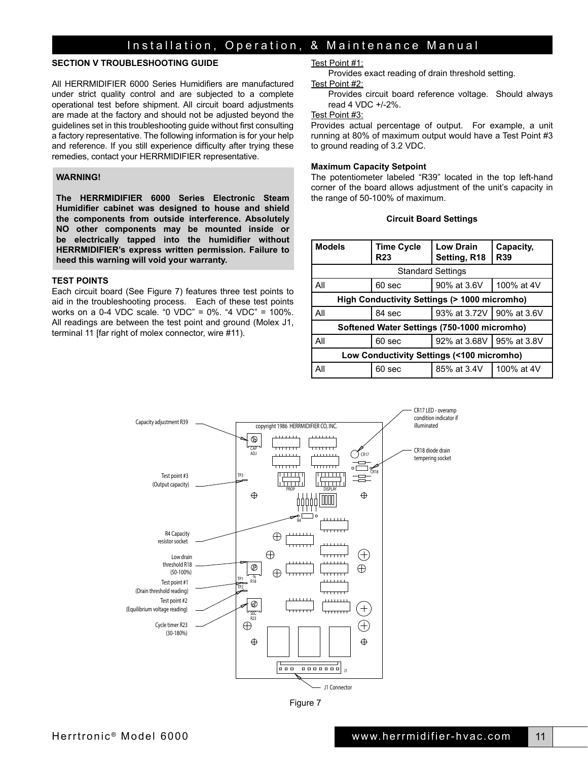## SECTION V TROUBLESHOOTING GUIDE

All HERRMIDIFIER 6000 Series Humidifiers are manufactured under strict quality control and are subjected to a complete operational test before shipment. All circuit board adjustments are made at the factory and should not be adjusted beyond the guidelines set in this troubleshooting guide without first consulting a factory representative. The following information is for your help and reference. If you still experience difficulty after trying these remedies, contact your HERRMIDIFIER representative.

> **WARNING!**
>
> **The HERRMIDIFIER 6000 Series Electronic Steam Humidifier cabinet was designed to house and shield the components from outside interference. Absolutely NO other components may be mounted inside or be electrically tapped into the humidifier without HERRMIDIFIER's express written permission. Failure to heed this warning will void your warranty.**

### TEST POINTS

Each circuit board (See Figure 7) features three test points to aid in the troubleshooting process. Each of these test points works on a 0-4 VDC scale. "0 VDC" = 0%. "4 VDC" = 100%. All readings are between the test point and ground (Molex J1, terminal 11 [far right of molex connector, wire #11).

Test Point #1:

Provides exact reading of drain threshold setting.

Test Point #2:

Provides circuit board reference voltage. Should always read 4 VDC +/-2%.

Test Point #3:

Provides actual percentage of output. For example, a unit running at 80% of maximum output would have a Test Point #3 to ground reading of 3.2 VDC.

### Maximum Capacity Setpoint

The potentiometer labeled "R39" located in the top left-hand corner of the board allows adjustment of the unit's capacity in the range of 50-100% of maximum.

**Circuit Board Settings**

| Models | Time Cycle R23 | Low Drain Setting, R18 | Capacity, R39 |
|---|---|---|---|
| Standard Settings | | | |
| All | 60 sec | 90% at 3.6V | 100% at 4V |
| **High Conductivity Settings (> 1000 micromho)** | | | |
| All | 84 sec | 93% at 3.72V | 90% at 3.6V |
| **Softened Water Settings (750-1000 micromho)** | | | |
| All | 60 sec | 92% at 3.68V | 95% at 3.8V |
| **Low Conductivity Settings (<100 micromho)** | | | |
| All | 60 sec | 85% at 3.4V | 100% at 4V |

Capacity adjustment R39

Test point #3 (Output capacity)

R4 Capacity resistor socket

Low drain threshold R18 (50-100%)

Test point #1 (Drain threshold reading)

Test point #2 (Equilibrium voltage reading)

Cycle timer R23 (30-180%)

CR17 LED - overamp condition indicator if illuminated

CR18 diode drain tempering socket

J1 Connector

copyright 1986 HERRMIDIFIER CO, INC.

Figure 7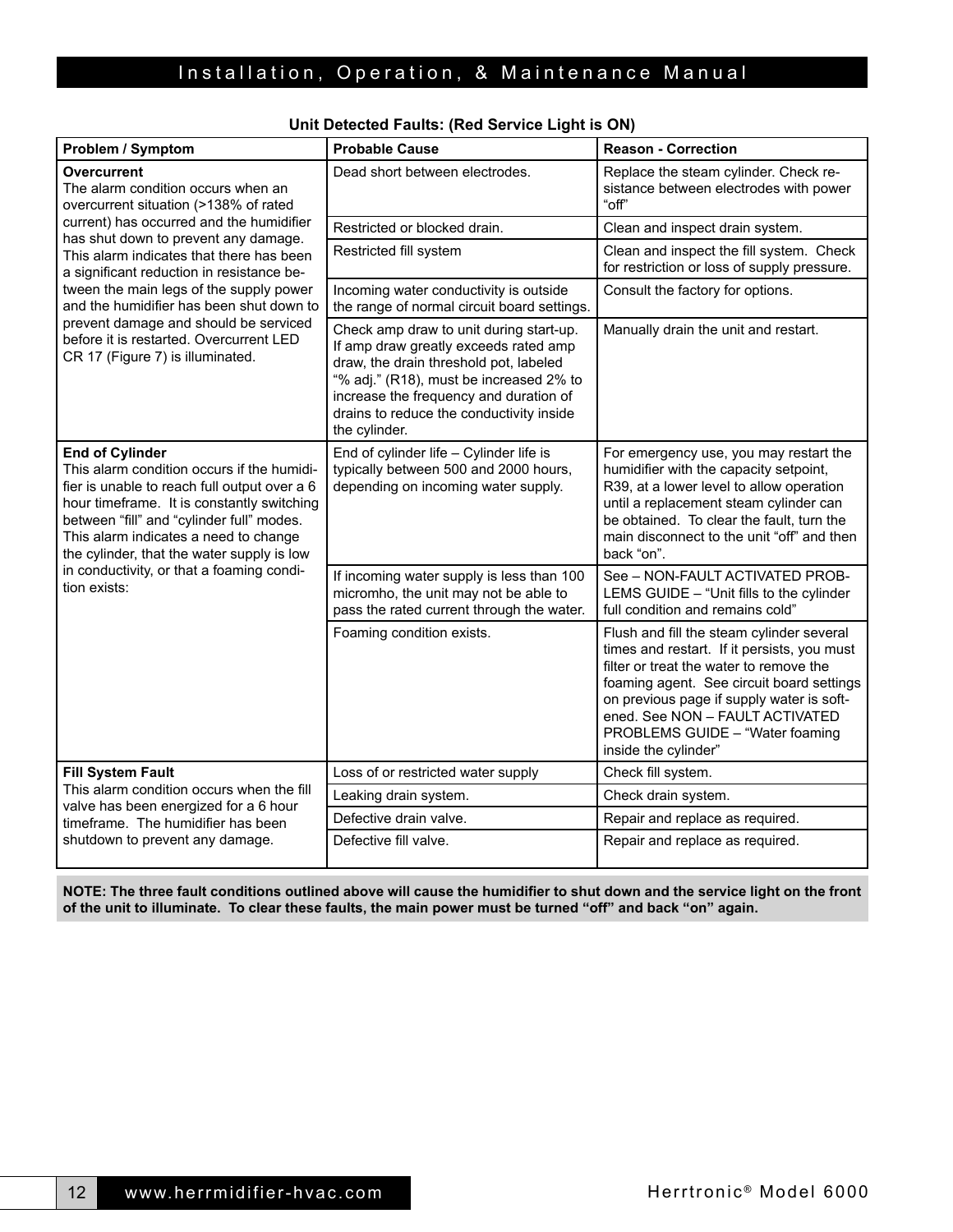### Unit Detected Faults: (Red Service Light is ON)

| Problem / Symptom | Probable Cause | Reason - Correction |
|---|---|---|
| **Overcurrent**<br>The alarm condition occurs when an overcurrent situation (>138% of rated current) has occurred and the humidifier has shut down to prevent any damage. This alarm indicates that there has been a significant reduction in resistance between the main legs of the supply power and the humidifier has been shut down to prevent damage and should be serviced before it is restarted. Overcurrent LED CR 17 (Figure 7) is illuminated. | Dead short between electrodes. | Replace the steam cylinder. Check resistance between electrodes with power "off" |
| | Restricted or blocked drain. | Clean and inspect drain system. |
| | Restricted fill system | Clean and inspect the fill system. Check for restriction or loss of supply pressure. |
| | Incoming water conductivity is outside the range of normal circuit board settings. | Consult the factory for options. |
| | Check amp draw to unit during start-up. If amp draw greatly exceeds rated amp draw, the drain threshold pot, labeled "% adj." (R18), must be increased 2% to increase the frequency and duration of drains to reduce the conductivity inside the cylinder. | Manually drain the unit and restart. |
| **End of Cylinder**<br>This alarm condition occurs if the humidifier is unable to reach full output over a 6 hour timeframe. It is constantly switching between "fill" and "cylinder full" modes. This alarm indicates a need to change the cylinder, that the water supply is low in conductivity, or that a foaming condition exists: | End of cylinder life – Cylinder life is typically between 500 and 2000 hours, depending on incoming water supply. | For emergency use, you may restart the humidifier with the capacity setpoint, R39, at a lower level to allow operation until a replacement steam cylinder can be obtained. To clear the fault, turn the main disconnect to the unit "off" and then back "on". |
| | If incoming water supply is less than 100 micromho, the unit may not be able to pass the rated current through the water. | See – NON-FAULT ACTIVATED PROBLEMS GUIDE – "Unit fills to the cylinder full condition and remains cold" |
| | Foaming condition exists. | Flush and fill the steam cylinder several times and restart. If it persists, you must filter or treat the water to remove the foaming agent. See circuit board settings on previous page if supply water is softened. See NON – FAULT ACTIVATED PROBLEMS GUIDE – "Water foaming inside the cylinder" |
| **Fill System Fault**<br>This alarm condition occurs when the fill valve has been energized for a 6 hour timeframe. The humidifier has been shutdown to prevent any damage. | Loss of or restricted water supply | Check fill system. |
| | Leaking drain system. | Check drain system. |
| | Defective drain valve. | Repair and replace as required. |
| | Defective fill valve. | Repair and replace as required. |

**NOTE: The three fault conditions outlined above will cause the humidifier to shut down and the service light on the front of the unit to illuminate. To clear these faults, the main power must be turned "off" and back "on" again.**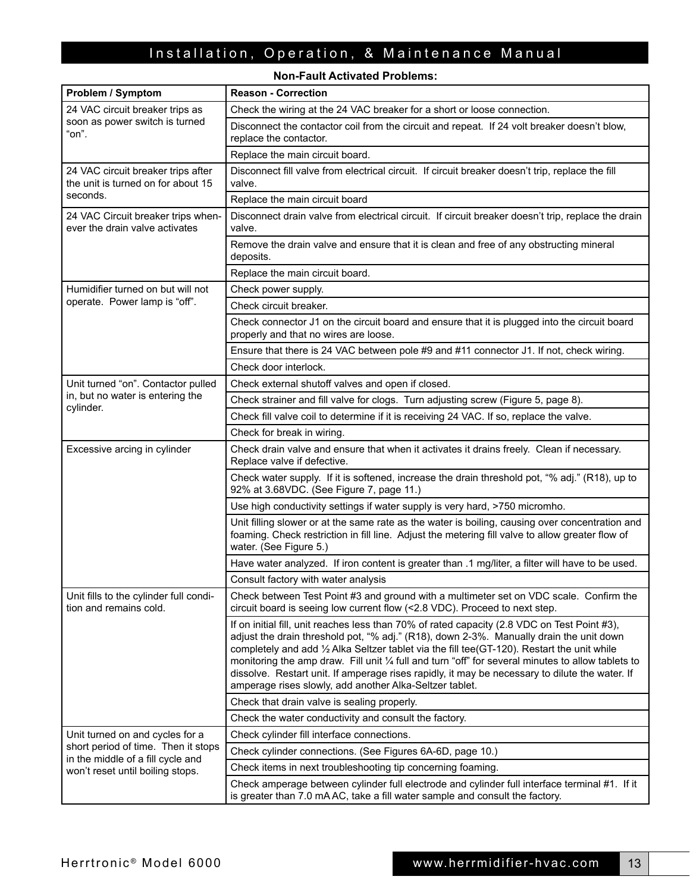**Non-Fault Activated Problems:**

| Problem / Symptom | Reason - Correction |
|---|---|
| 24 VAC circuit breaker trips as soon as power switch is turned "on". | Check the wiring at the 24 VAC breaker for a short or loose connection. |
| | Disconnect the contactor coil from the circuit and repeat. If 24 volt breaker doesn't blow, replace the contactor. |
| | Replace the main circuit board. |
| 24 VAC circuit breaker trips after the unit is turned on for about 15 seconds. | Disconnect fill valve from electrical circuit. If circuit breaker doesn't trip, replace the fill valve. |
| | Replace the main circuit board |
| 24 VAC Circuit breaker trips whenever the drain valve activates | Disconnect drain valve from electrical circuit. If circuit breaker doesn't trip, replace the drain valve. |
| | Remove the drain valve and ensure that it is clean and free of any obstructing mineral deposits. |
| | Replace the main circuit board. |
| Humidifier turned on but will not operate. Power lamp is "off". | Check power supply. |
| | Check circuit breaker. |
| | Check connector J1 on the circuit board and ensure that it is plugged into the circuit board properly and that no wires are loose. |
| | Ensure that there is 24 VAC between pole #9 and #11 connector J1. If not, check wiring. |
| | Check door interlock. |
| Unit turned "on". Contactor pulled in, but no water is entering the cylinder. | Check external shutoff valves and open if closed. |
| | Check strainer and fill valve for clogs. Turn adjusting screw (Figure 5, page 8). |
| | Check fill valve coil to determine if it is receiving 24 VAC. If so, replace the valve. |
| | Check for break in wiring. |
| Excessive arcing in cylinder | Check drain valve and ensure that when it activates it drains freely. Clean if necessary. Replace valve if defective. |
| | Check water supply. If it is softened, increase the drain threshold pot, "% adj." (R18), up to 92% at 3.68VDC. (See Figure 7, page 11.) |
| | Use high conductivity settings if water supply is very hard, >750 micromho. |
| | Unit filling slower or at the same rate as the water is boiling, causing over concentration and foaming. Check restriction in fill line. Adjust the metering fill valve to allow greater flow of water. (See Figure 5.) |
| | Have water analyzed. If iron content is greater than .1 mg/liter, a filter will have to be used. |
| | Consult factory with water analysis |
| Unit fills to the cylinder full condition and remains cold. | Check between Test Point #3 and ground with a multimeter set on VDC scale. Confirm the circuit board is seeing low current flow (<2.8 VDC). Proceed to next step. |
| | If on initial fill, unit reaches less than 70% of rated capacity (2.8 VDC on Test Point #3), adjust the drain threshold pot, "% adj." (R18), down 2-3%. Manually drain the unit down completely and add ½ Alka Seltzer tablet via the fill tee(GT-120). Restart the unit while monitoring the amp draw. Fill unit ¼ full and turn "off" for several minutes to allow tablets to dissolve. Restart unit. If amperage rises rapidly, it may be necessary to dilute the water. If amperage rises slowly, add another Alka-Seltzer tablet. |
| | Check that drain valve is sealing properly. |
| | Check the water conductivity and consult the factory. |
| Unit turned on and cycles for a short period of time. Then it stops in the middle of a fill cycle and won't reset until boiling stops. | Check cylinder fill interface connections. |
| | Check cylinder connections. (See Figures 6A-6D, page 10.) |
| | Check items in next troubleshooting tip concerning foaming. |
| | Check amperage between cylinder full electrode and cylinder full interface terminal #1. If it is greater than 7.0 mA AC, take a fill water sample and consult the factory. |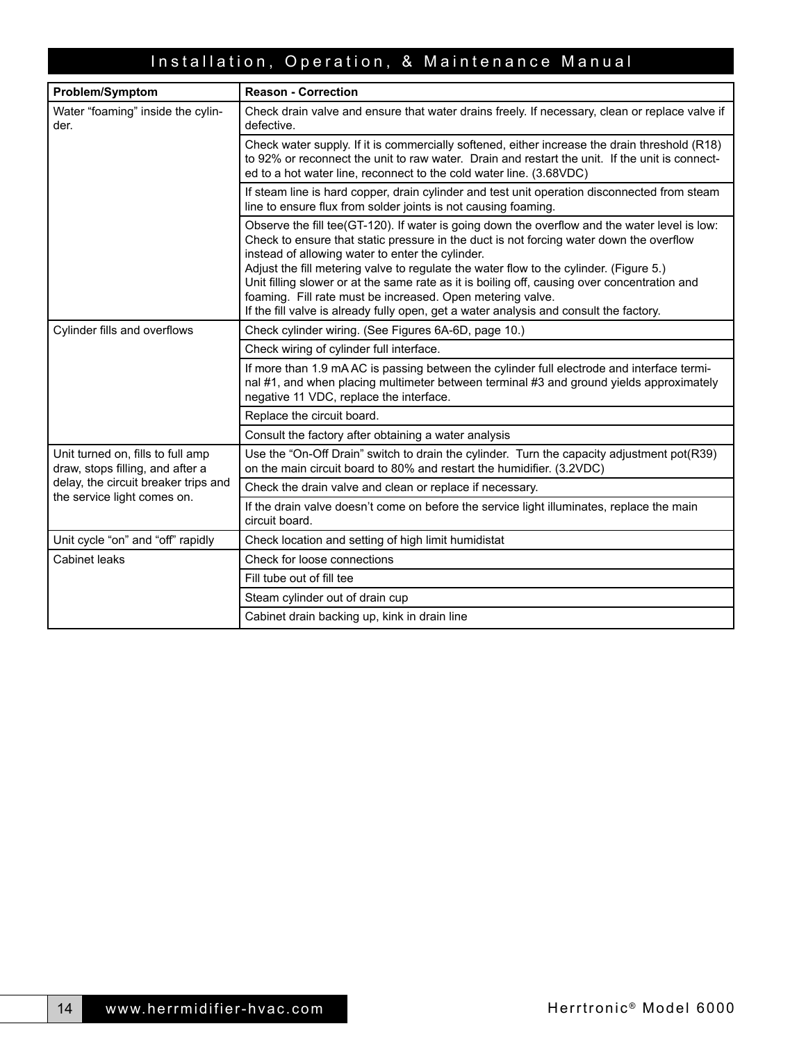| Problem/Symptom | Reason - Correction |
|---|---|
| Water “foaming” inside the cylinder. | Check drain valve and ensure that water drains freely. If necessary, clean or replace valve if defective. |
| | Check water supply. If it is commercially softened, either increase the drain threshold (R18) to 92% or reconnect the unit to raw water. Drain and restart the unit. If the unit is connected to a hot water line, reconnect to the cold water line. (3.68VDC) |
| | If steam line is hard copper, drain cylinder and test unit operation disconnected from steam line to ensure flux from solder joints is not causing foaming. |
| | Observe the fill tee(GT-120). If water is going down the overflow and the water level is low: Check to ensure that static pressure in the duct is not forcing water down the overflow instead of allowing water to enter the cylinder.<br>Adjust the fill metering valve to regulate the water flow to the cylinder. (Figure 5.)<br>Unit filling slower or at the same rate as it is boiling off, causing over concentration and foaming. Fill rate must be increased. Open metering valve.<br>If the fill valve is already fully open, get a water analysis and consult the factory. |
| Cylinder fills and overflows | Check cylinder wiring. (See Figures 6A-6D, page 10.) |
| | Check wiring of cylinder full interface. |
| | If more than 1.9 mA AC is passing between the cylinder full electrode and interface terminal #1, and when placing multimeter between terminal #3 and ground yields approximately negative 11 VDC, replace the interface. |
| | Replace the circuit board. |
| | Consult the factory after obtaining a water analysis |
| Unit turned on, fills to full amp draw, stops filling, and after a delay, the circuit breaker trips and the service light comes on. | Use the “On-Off Drain” switch to drain the cylinder. Turn the capacity adjustment pot(R39) on the main circuit board to 80% and restart the humidifier. (3.2VDC) |
| | Check the drain valve and clean or replace if necessary. |
| | If the drain valve doesn’t come on before the service light illuminates, replace the main circuit board. |
| Unit cycle “on” and “off” rapidly | Check location and setting of high limit humidistat |
| Cabinet leaks | Check for loose connections |
| | Fill tube out of fill tee |
| | Steam cylinder out of drain cup |
| | Cabinet drain backing up, kink in drain line |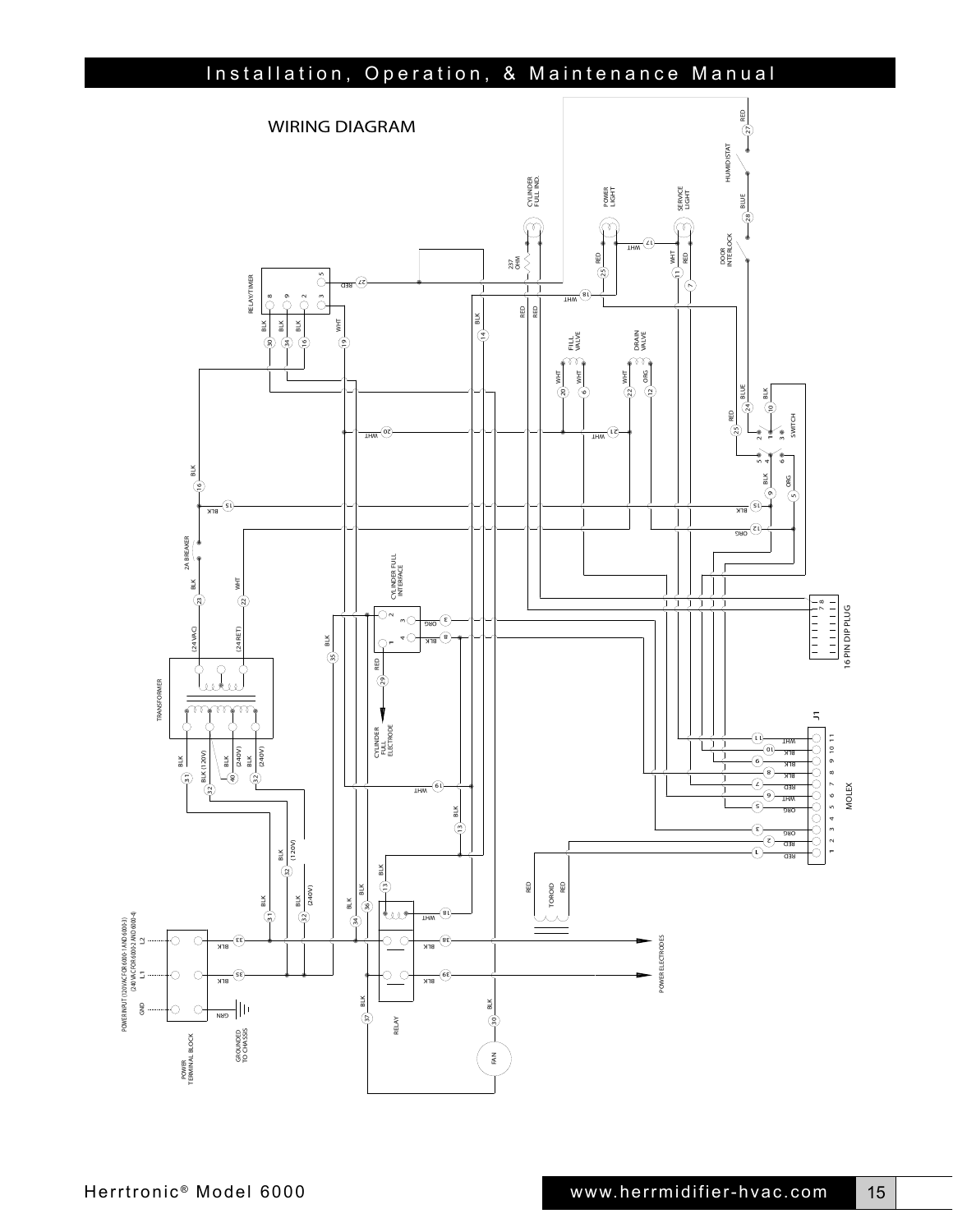# WIRING DIAGRAM

RELAY/TIMER

8 9 2 3 5

BLK 30 BLK 34 BLK 16 WHT 19

27 RED

CYLINDER FULL IND.

237 OHM

POWER LIGHT

SERVICE LIGHT

HUMIDISTAT

RED 27

BLUE 28

DOOR INTERLOCK

WHT 17

RED 25

WHT 11

RED 7

WHT 18

BLK 14

RED RED

FILL VALVE

DRAIN VALVE

WHT 20 WHT 6

WHT 22 ORG 12

RED 25 BLUE 24 BLK 10

SWITCH

2 1 3 5 4 6

BLK 9 ORG 5

WHT 20

WHT 21

BLK 16

BLK 15

BLK 15

ORG 12

2A BREAKER

BLK 23

WHT 22

(24VAC) (24 RET)

CYLINDER FULL INTERFACE

2 3 1 4

ORG 3

BLK 8

BLK 35

RED 29

CYLINDER FULL ELECTRODE

16 PIN DIP PLUG

7 8

TRANSFORMER

BLK 31 BLK (120V) 32 BLK (240V) 40 BLK (240V) 32

WHT 19

BLK 13

J1

WHT 11 BLK 10 BLK 9 BLK 8 RED 7 WHT 6 ORG 5 ORG 3 RED 2 RED 1

1 2 3 4 5 6 7 8 9 10 11

MOLEX

BLK 32 (120V)

BLK 31

BLK 32 (240V)

BLK 34 BLK 36

BLK 13

TOROID RED RED

WHT 18

POWER INPUT (120VAC FOR 6000-1 AND 6000-3) (240VAC FOR 6000-2 AND 6000-4)

L2 L1 GND

BLK 33

BLK 35

GRN

BLK 38

BLK 39

POWER ELECTRODES

BLK 37

BLK 30

RELAY

FAN

POWER TERMINAL BLOCK

GROUNDED TO CHASSIS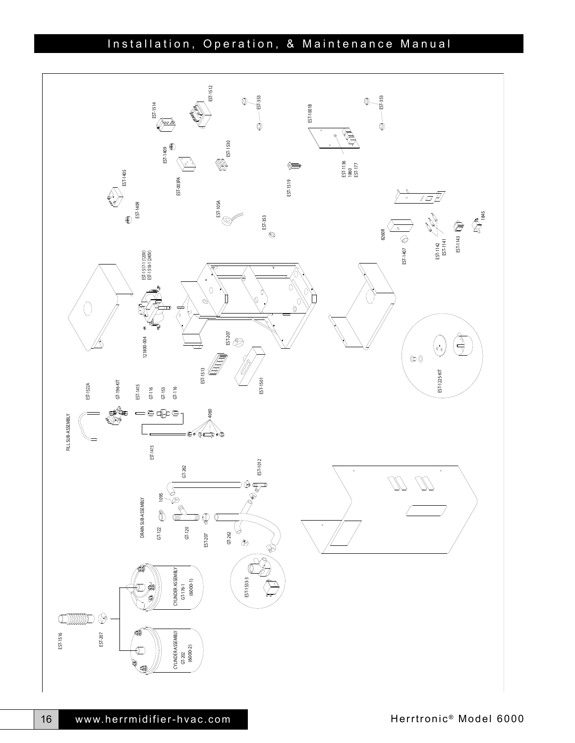EST-1514

EST-1512

EST-353

EST-10018

EST-353

EST-1409

EST-1530

EST-1405

EST-003PA

EST-1519

EST-1136
1860
EST-177

EST-1409

EST-105A

EST-353

8260R

EST-1407

EST-1142
EST-1141

EST-1143

1845

EST-1517-1 (120V)
EST-1518-1 (240V)

121800-004

EST-207

EST-1513

EST-1501

EST-1225-KIT

FILL SUB-ASSEMBLY

EST-1522A

GT-196-KIT

EST-1415

GT-116

GT-153

GT-116

4060

EST-1415

DRAIN SUB-ASSEMBLY

GT-262

1095

EST-1012

GT-122

GT-120

EST-207

GT-262

EST-1533-3

CYLINDER ASSEMBLY
GT-176-1
(6000-1)

EST-1516

EST-207

CYLINDER ASSEMBLY
GT-202
(6000-2)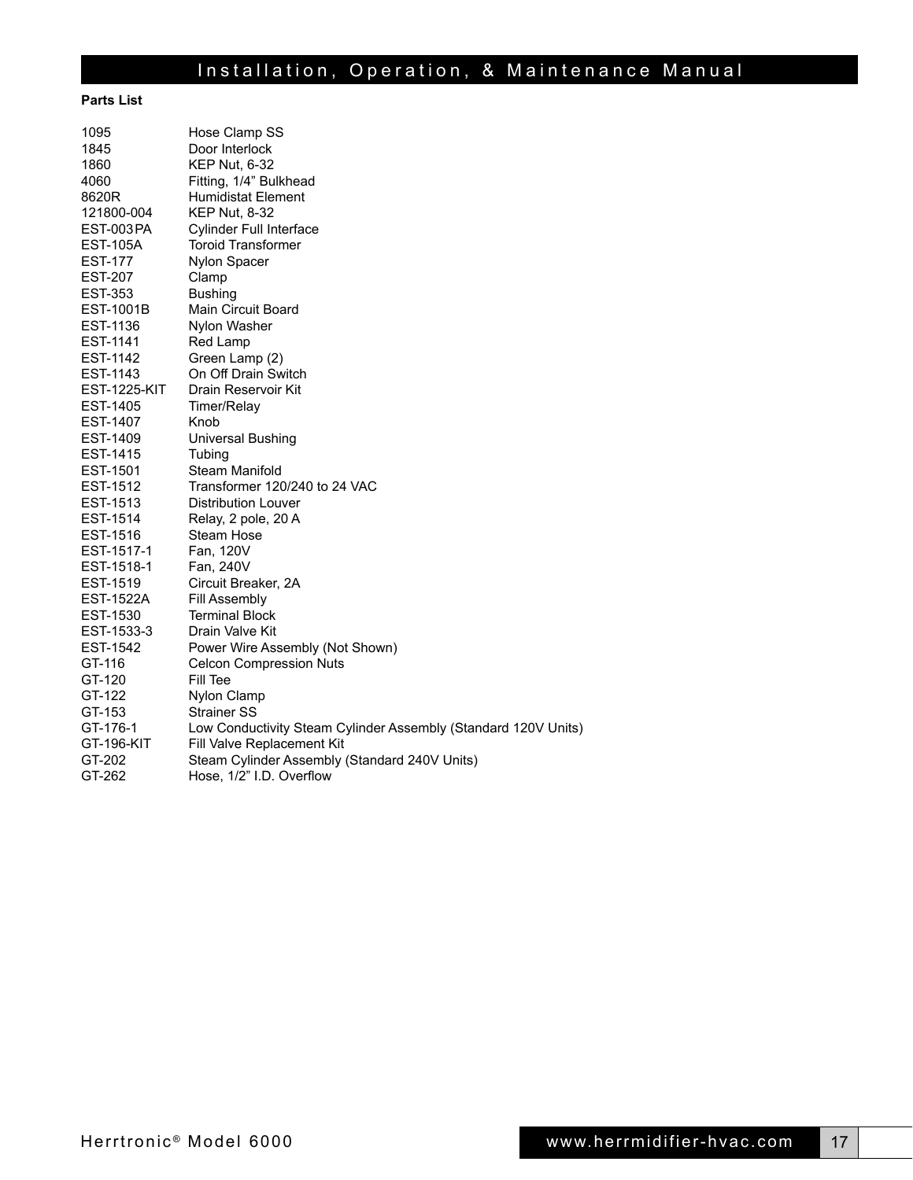**Parts List**

| | |
|---|---|
| 1095 | Hose Clamp SS |
| 1845 | Door Interlock |
| 1860 | KEP Nut, 6-32 |
| 4060 | Fitting, 1/4” Bulkhead |
| 8620R | Humidistat Element |
| 121800-004 | KEP Nut, 8-32 |
| EST-003PA | Cylinder Full Interface |
| EST-105A | Toroid Transformer |
| EST-177 | Nylon Spacer |
| EST-207 | Clamp |
| EST-353 | Bushing |
| EST-1001B | Main Circuit Board |
| EST-1136 | Nylon Washer |
| EST-1141 | Red Lamp |
| EST-1142 | Green Lamp (2) |
| EST-1143 | On Off Drain Switch |
| EST-1225-KIT | Drain Reservoir Kit |
| EST-1405 | Timer/Relay |
| EST-1407 | Knob |
| EST-1409 | Universal Bushing |
| EST-1415 | Tubing |
| EST-1501 | Steam Manifold |
| EST-1512 | Transformer 120/240 to 24 VAC |
| EST-1513 | Distribution Louver |
| EST-1514 | Relay, 2 pole, 20 A |
| EST-1516 | Steam Hose |
| EST-1517-1 | Fan, 120V |
| EST-1518-1 | Fan, 240V |
| EST-1519 | Circuit Breaker, 2A |
| EST-1522A | Fill Assembly |
| EST-1530 | Terminal Block |
| EST-1533-3 | Drain Valve Kit |
| EST-1542 | Power Wire Assembly (Not Shown) |
| GT-116 | Celcon Compression Nuts |
| GT-120 | Fill Tee |
| GT-122 | Nylon Clamp |
| GT-153 | Strainer SS |
| GT-176-1 | Low Conductivity Steam Cylinder Assembly (Standard 120V Units) |
| GT-196-KIT | Fill Valve Replacement Kit |
| GT-202 | Steam Cylinder Assembly (Standard 240V Units) |
| GT-262 | Hose, 1/2” I.D. Overflow |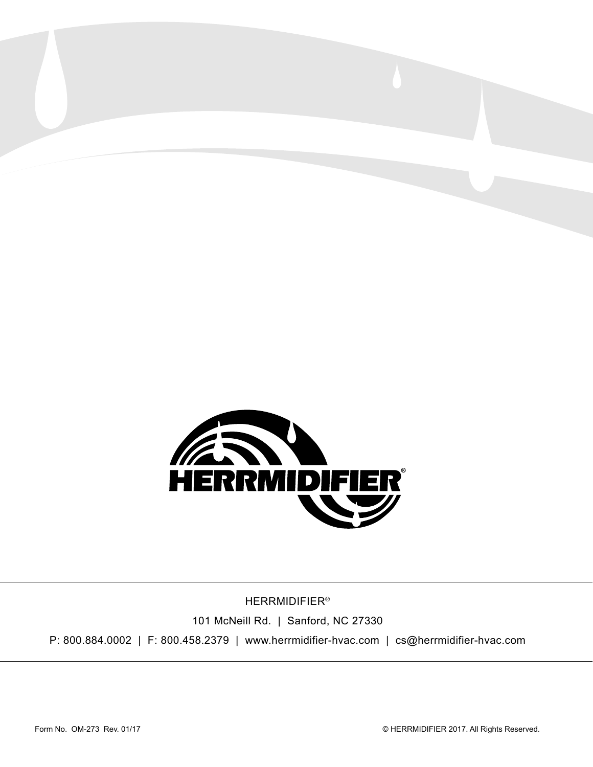HERRMIDIFIER®

101 McNeill Rd. | Sanford, NC 27330

P: 800.884.0002 | F: 800.458.2379 | www.herrmidifier-hvac.com | cs@herrmidifier-hvac.com

Form No. OM-273 Rev. 01/17

© HERRMIDIFIER 2017. All Rights Reserved.